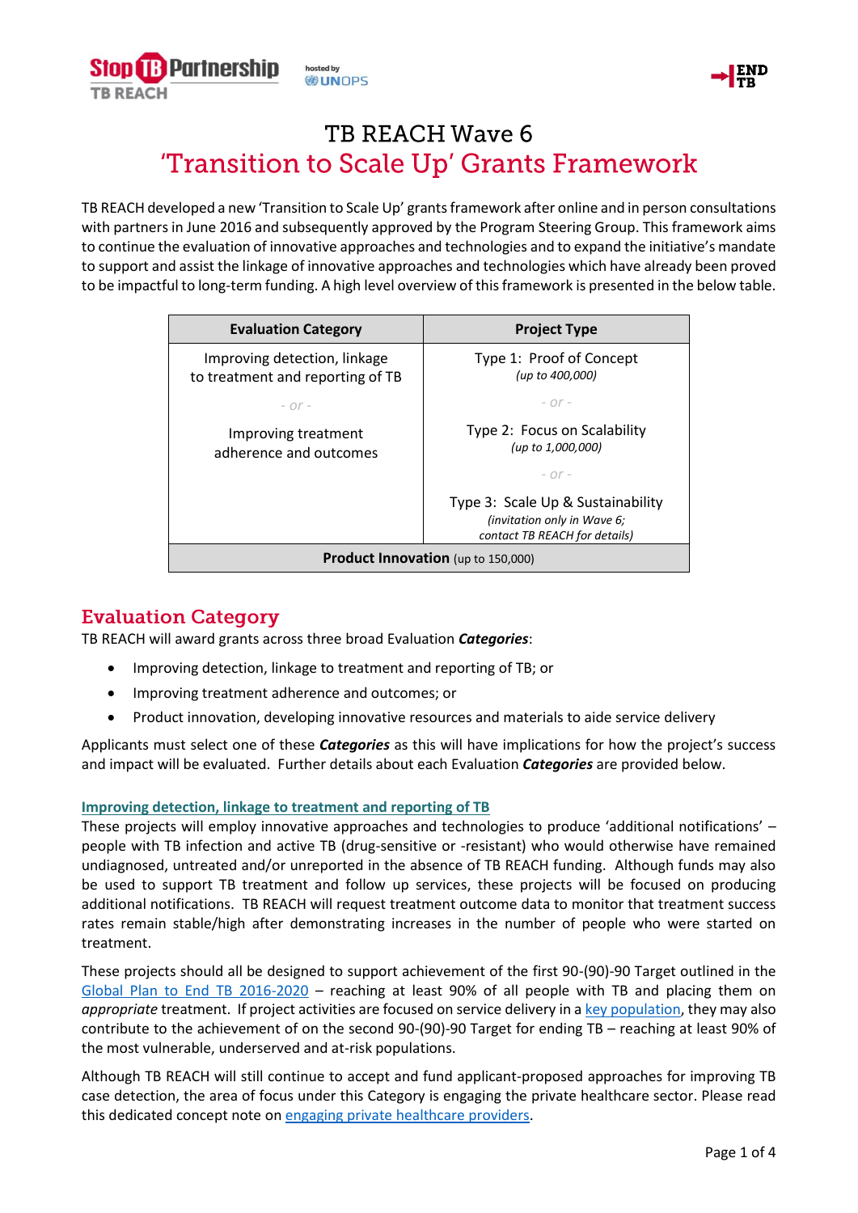# TB REACH Wave 6
# 'Transition to Scale Up' Grants Framework

TB REACH developed a new 'Transition to Scale Up' grants framework after online and in person consultations with partners in June 2016 and subsequently approved by the Program Steering Group. This framework aims to continue the evaluation of innovative approaches and technologies and to expand the initiative's mandate to support and assist the linkage of innovative approaches and technologies which have already been proved to be impactful to long-term funding. A high level overview of this framework is presented in the below table.

| Evaluation Category | Project Type |
|---|---|
| Improving detection, linkage to treatment and reporting of TB<br>*- or -*<br>Improving treatment adherence and outcomes | Type 1: Proof of Concept *(up to 400,000)*<br>*- or -*<br>Type 2: Focus on Scalability *(up to 1,000,000)*<br>*- or -*<br>Type 3: Scale Up & Sustainability *(invitation only in Wave 6; contact TB REACH for details)* |
| **Product Innovation** (up to 150,000) | |

## Evaluation Category

TB REACH will award grants across three broad Evaluation ***Categories***:

- Improving detection, linkage to treatment and reporting of TB; or
- Improving treatment adherence and outcomes; or
- Product innovation, developing innovative resources and materials to aide service delivery

Applicants must select one of these ***Categories*** as this will have implications for how the project's success and impact will be evaluated. Further details about each Evaluation ***Categories*** are provided below.

### Improving detection, linkage to treatment and reporting of TB

These projects will employ innovative approaches and technologies to produce 'additional notifications' – people with TB infection and active TB (drug-sensitive or -resistant) who would otherwise have remained undiagnosed, untreated and/or unreported in the absence of TB REACH funding. Although funds may also be used to support TB treatment and follow up services, these projects will be focused on producing additional notifications. TB REACH will request treatment outcome data to monitor that treatment success rates remain stable/high after demonstrating increases in the number of people who were started on treatment.

These projects should all be designed to support achievement of the first 90-(90)-90 Target outlined in the Global Plan to End TB 2016-2020 – reaching at least 90% of all people with TB and placing them on *appropriate* treatment. If project activities are focused on service delivery in a key population, they may also contribute to the achievement of on the second 90-(90)-90 Target for ending TB – reaching at least 90% of the most vulnerable, underserved and at-risk populations.

Although TB REACH will still continue to accept and fund applicant-proposed approaches for improving TB case detection, the area of focus under this Category is engaging the private healthcare sector. Please read this dedicated concept note on engaging private healthcare providers.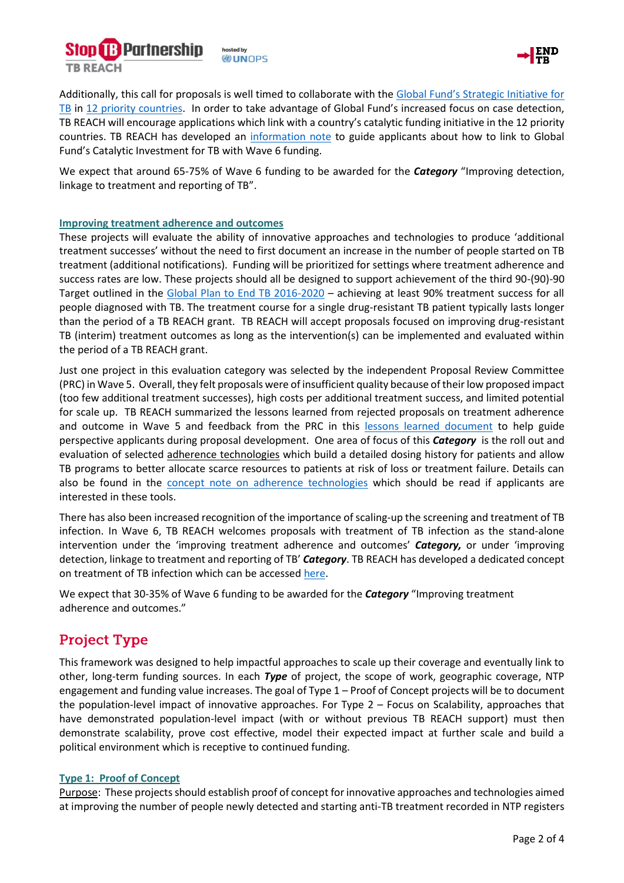Additionally, this call for proposals is well timed to collaborate with the Global Fund's Strategic Initiative for TB in 12 priority countries. In order to take advantage of Global Fund's increased focus on case detection, TB REACH will encourage applications which link with a country's catalytic funding initiative in the 12 priority countries. TB REACH has developed an information note to guide applicants about how to link to Global Fund's Catalytic Investment for TB with Wave 6 funding.

We expect that around 65-75% of Wave 6 funding to be awarded for the ***Category*** "Improving detection, linkage to treatment and reporting of TB".

### Improving treatment adherence and outcomes

These projects will evaluate the ability of innovative approaches and technologies to produce 'additional treatment successes' without the need to first document an increase in the number of people started on TB treatment (additional notifications). Funding will be prioritized for settings where treatment adherence and success rates are low. These projects should all be designed to support achievement of the third 90-(90)-90 Target outlined in the Global Plan to End TB 2016-2020 – achieving at least 90% treatment success for all people diagnosed with TB. The treatment course for a single drug-resistant TB patient typically lasts longer than the period of a TB REACH grant. TB REACH will accept proposals focused on improving drug-resistant TB (interim) treatment outcomes as long as the intervention(s) can be implemented and evaluated within the period of a TB REACH grant.

Just one project in this evaluation category was selected by the independent Proposal Review Committee (PRC) in Wave 5. Overall, they felt proposals were of insufficient quality because of their low proposed impact (too few additional treatment successes), high costs per additional treatment success, and limited potential for scale up. TB REACH summarized the lessons learned from rejected proposals on treatment adherence and outcome in Wave 5 and feedback from the PRC in this lessons learned document to help guide perspective applicants during proposal development. One area of focus of this ***Category*** is the roll out and evaluation of selected adherence technologies which build a detailed dosing history for patients and allow TB programs to better allocate scarce resources to patients at risk of loss or treatment failure. Details can also be found in the concept note on adherence technologies which should be read if applicants are interested in these tools.

There has also been increased recognition of the importance of scaling-up the screening and treatment of TB infection. In Wave 6, TB REACH welcomes proposals with treatment of TB infection as the stand-alone intervention under the 'improving treatment adherence and outcomes' ***Category,*** or under 'improving detection, linkage to treatment and reporting of TB' ***Category***. TB REACH has developed a dedicated concept on treatment of TB infection which can be accessed here.

We expect that 30-35% of Wave 6 funding to be awarded for the ***Category*** "Improving treatment adherence and outcomes."

## Project Type

This framework was designed to help impactful approaches to scale up their coverage and eventually link to other, long-term funding sources. In each ***Type*** of project, the scope of work, geographic coverage, NTP engagement and funding value increases. The goal of Type 1 – Proof of Concept projects will be to document the population-level impact of innovative approaches. For Type 2 – Focus on Scalability, approaches that have demonstrated population-level impact (with or without previous TB REACH support) must then demonstrate scalability, prove cost effective, model their expected impact at further scale and build a political environment which is receptive to continued funding.

### Type 1: Proof of Concept

Purpose: These projects should establish proof of concept for innovative approaches and technologies aimed at improving the number of people newly detected and starting anti-TB treatment recorded in NTP registers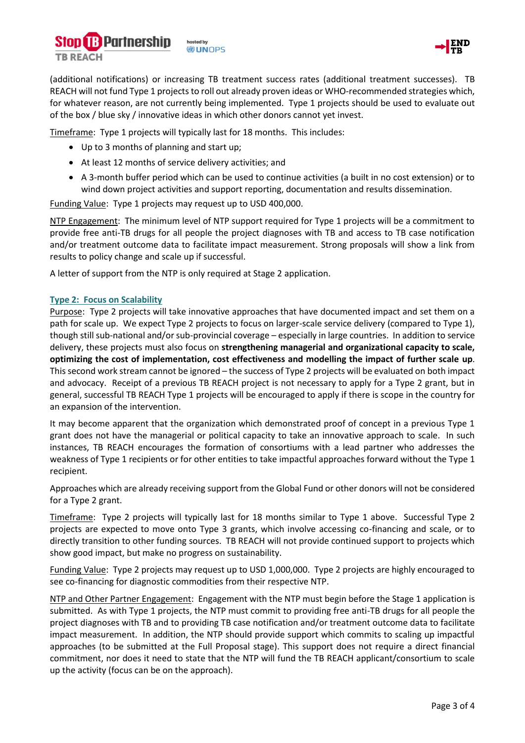(additional notifications) or increasing TB treatment success rates (additional treatment successes). TB REACH will not fund Type 1 projects to roll out already proven ideas or WHO-recommended strategies which, for whatever reason, are not currently being implemented. Type 1 projects should be used to evaluate out of the box / blue sky / innovative ideas in which other donors cannot yet invest.

Timeframe: Type 1 projects will typically last for 18 months. This includes:

- Up to 3 months of planning and start up;
- At least 12 months of service delivery activities; and
- A 3-month buffer period which can be used to continue activities (a built in no cost extension) or to wind down project activities and support reporting, documentation and results dissemination.

Funding Value: Type 1 projects may request up to USD 400,000.

NTP Engagement: The minimum level of NTP support required for Type 1 projects will be a commitment to provide free anti-TB drugs for all people the project diagnoses with TB and access to TB case notification and/or treatment outcome data to facilitate impact measurement. Strong proposals will show a link from results to policy change and scale up if successful.

A letter of support from the NTP is only required at Stage 2 application.

### Type 2: Focus on Scalability

Purpose: Type 2 projects will take innovative approaches that have documented impact and set them on a path for scale up. We expect Type 2 projects to focus on larger-scale service delivery (compared to Type 1), though still sub-national and/or sub-provincial coverage – especially in large countries. In addition to service delivery, these projects must also focus on **strengthening managerial and organizational capacity to scale, optimizing the cost of implementation, cost effectiveness and modelling the impact of further scale up**. This second work stream cannot be ignored – the success of Type 2 projects will be evaluated on both impact and advocacy. Receipt of a previous TB REACH project is not necessary to apply for a Type 2 grant, but in general, successful TB REACH Type 1 projects will be encouraged to apply if there is scope in the country for an expansion of the intervention.

It may become apparent that the organization which demonstrated proof of concept in a previous Type 1 grant does not have the managerial or political capacity to take an innovative approach to scale. In such instances, TB REACH encourages the formation of consortiums with a lead partner who addresses the weakness of Type 1 recipients or for other entities to take impactful approaches forward without the Type 1 recipient.

Approaches which are already receiving support from the Global Fund or other donors will not be considered for a Type 2 grant.

Timeframe: Type 2 projects will typically last for 18 months similar to Type 1 above. Successful Type 2 projects are expected to move onto Type 3 grants, which involve accessing co-financing and scale, or to directly transition to other funding sources. TB REACH will not provide continued support to projects which show good impact, but make no progress on sustainability.

Funding Value: Type 2 projects may request up to USD 1,000,000. Type 2 projects are highly encouraged to see co-financing for diagnostic commodities from their respective NTP.

NTP and Other Partner Engagement: Engagement with the NTP must begin before the Stage 1 application is submitted. As with Type 1 projects, the NTP must commit to providing free anti-TB drugs for all people the project diagnoses with TB and to providing TB case notification and/or treatment outcome data to facilitate impact measurement. In addition, the NTP should provide support which commits to scaling up impactful approaches (to be submitted at the Full Proposal stage). This support does not require a direct financial commitment, nor does it need to state that the NTP will fund the TB REACH applicant/consortium to scale up the activity (focus can be on the approach).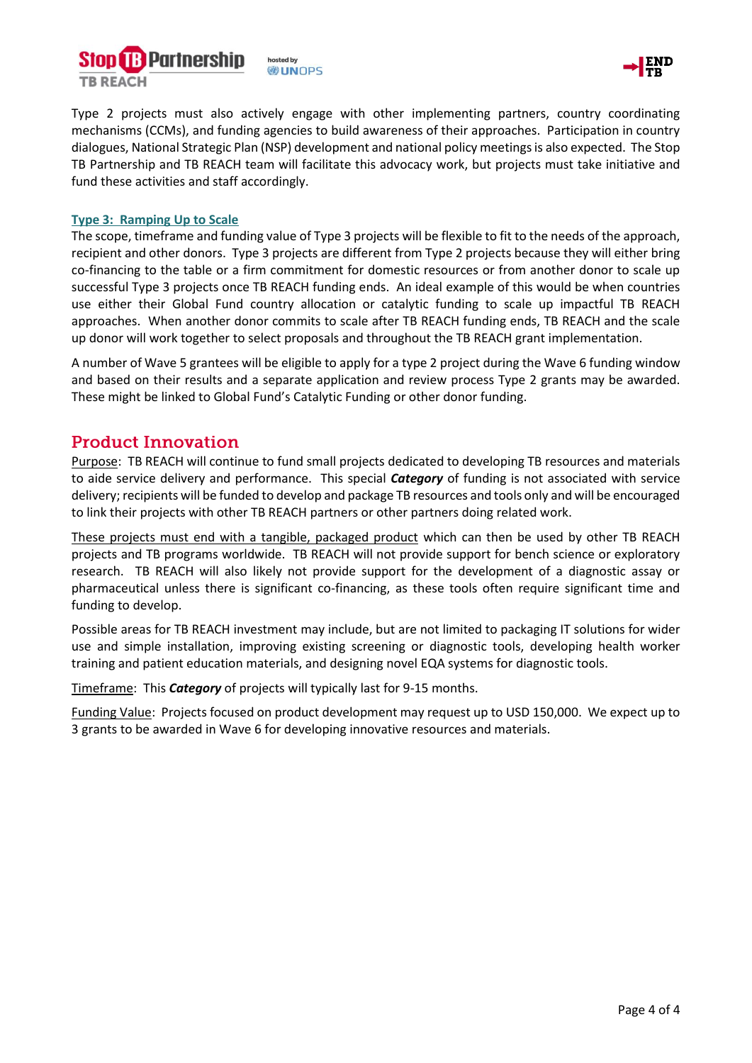Type 2 projects must also actively engage with other implementing partners, country coordinating mechanisms (CCMs), and funding agencies to build awareness of their approaches. Participation in country dialogues, National Strategic Plan (NSP) development and national policy meetings is also expected. The Stop TB Partnership and TB REACH team will facilitate this advocacy work, but projects must take initiative and fund these activities and staff accordingly.

### Type 3: Ramping Up to Scale

The scope, timeframe and funding value of Type 3 projects will be flexible to fit to the needs of the approach, recipient and other donors. Type 3 projects are different from Type 2 projects because they will either bring co-financing to the table or a firm commitment for domestic resources or from another donor to scale up successful Type 3 projects once TB REACH funding ends. An ideal example of this would be when countries use either their Global Fund country allocation or catalytic funding to scale up impactful TB REACH approaches. When another donor commits to scale after TB REACH funding ends, TB REACH and the scale up donor will work together to select proposals and throughout the TB REACH grant implementation.

A number of Wave 5 grantees will be eligible to apply for a type 2 project during the Wave 6 funding window and based on their results and a separate application and review process Type 2 grants may be awarded. These might be linked to Global Fund's Catalytic Funding or other donor funding.

## Product Innovation

Purpose: TB REACH will continue to fund small projects dedicated to developing TB resources and materials to aide service delivery and performance. This special ***Category*** of funding is not associated with service delivery; recipients will be funded to develop and package TB resources and tools only and will be encouraged to link their projects with other TB REACH partners or other partners doing related work.

These projects must end with a tangible, packaged product which can then be used by other TB REACH projects and TB programs worldwide. TB REACH will not provide support for bench science or exploratory research. TB REACH will also likely not provide support for the development of a diagnostic assay or pharmaceutical unless there is significant co-financing, as these tools often require significant time and funding to develop.

Possible areas for TB REACH investment may include, but are not limited to packaging IT solutions for wider use and simple installation, improving existing screening or diagnostic tools, developing health worker training and patient education materials, and designing novel EQA systems for diagnostic tools.

Timeframe: This ***Category*** of projects will typically last for 9-15 months.

Funding Value: Projects focused on product development may request up to USD 150,000. We expect up to 3 grants to be awarded in Wave 6 for developing innovative resources and materials.